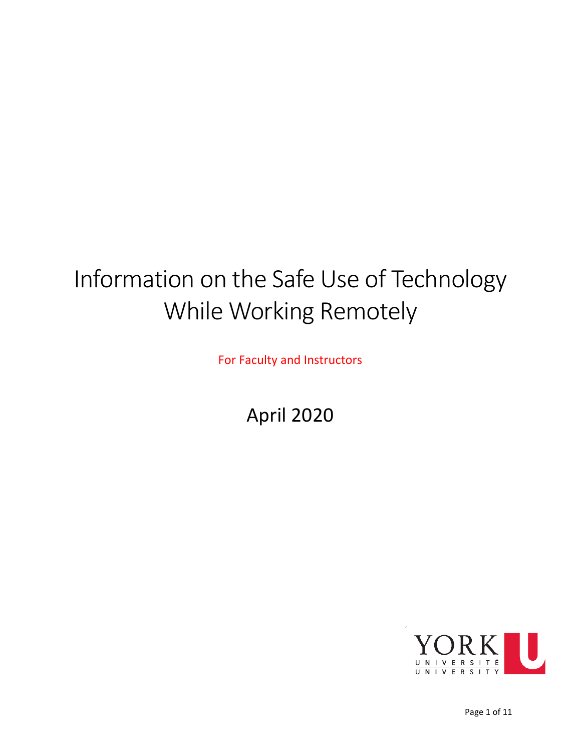# Information on the Safe Use of Technology While Working Remotely

For Faculty and Instructors

April 2020

YORK UNIVERSITÉ UNIVERSITY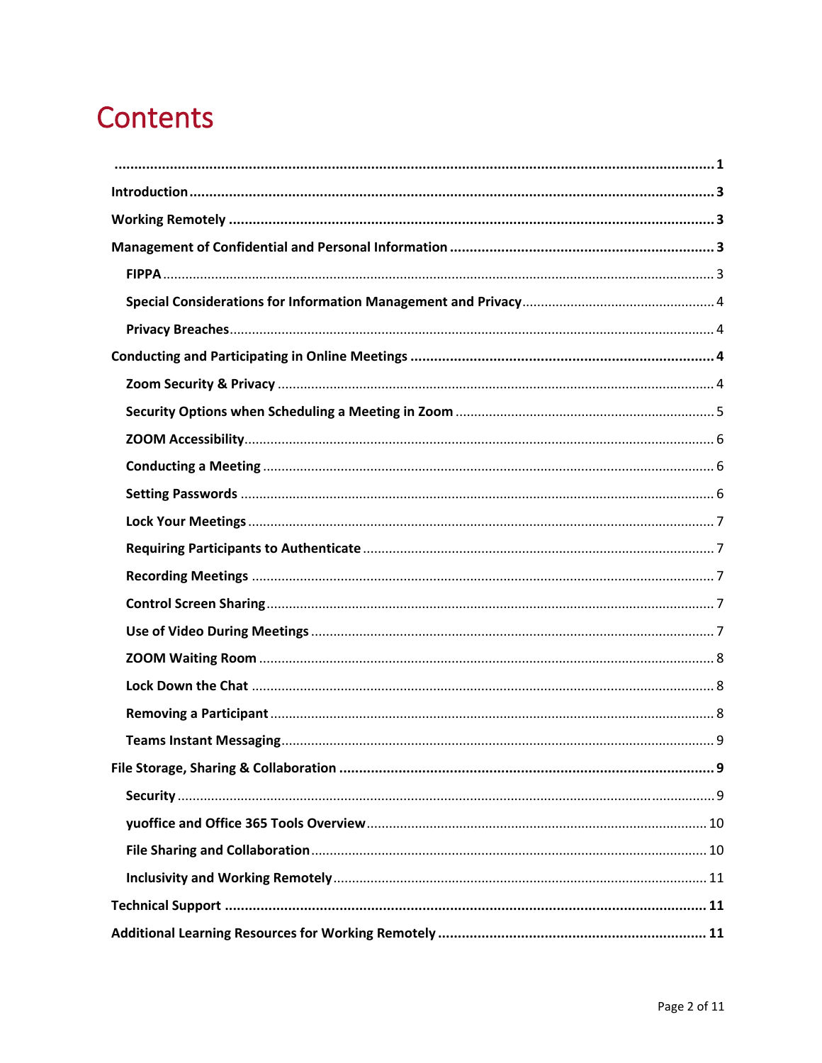# Contents

.......................................................................................................................................... 1

**Introduction** ........................................................................................................................ 3

**Working Remotely** ................................................................................................................ 3

**Management of Confidential and Personal Information** ..................................................... 3

- **FIPPA** ............................................................................................................................... 3
- **Special Considerations for Information Management and Privacy** ............................... 4
- **Privacy Breaches** ............................................................................................................. 4

**Conducting and Participating in Online Meetings** .............................................................. 4

- **Zoom Security & Privacy** ................................................................................................ 4
- **Security Options when Scheduling a Meeting in Zoom** ................................................. 5
- **ZOOM Accessibility** ......................................................................................................... 6
- **Conducting a Meeting** ..................................................................................................... 6
- **Setting Passwords** ........................................................................................................... 6
- **Lock Your Meetings** ........................................................................................................ 7
- **Requiring Participants to Authenticate** .......................................................................... 7
- **Recording Meetings** ........................................................................................................ 7
- **Control Screen Sharing** ................................................................................................... 7
- **Use of Video During Meetings** ........................................................................................ 7
- **ZOOM Waiting Room** ....................................................................................................... 8
- **Lock Down the Chat** ........................................................................................................ 8
- **Removing a Participant** .................................................................................................. 8
- **Teams Instant Messaging** ............................................................................................... 9

**File Storage, Sharing & Collaboration** ................................................................................. 9

- **Security** .......................................................................................................................... 9
- **yuoffice and Office 365 Tools Overview** ........................................................................ 10
- **File Sharing and Collaboration** ....................................................................................... 10
- **Inclusivity and Working Remotely** .................................................................................. 11

**Technical Support** ................................................................................................................ 11

**Additional Learning Resources for Working Remotely** ........................................................ 11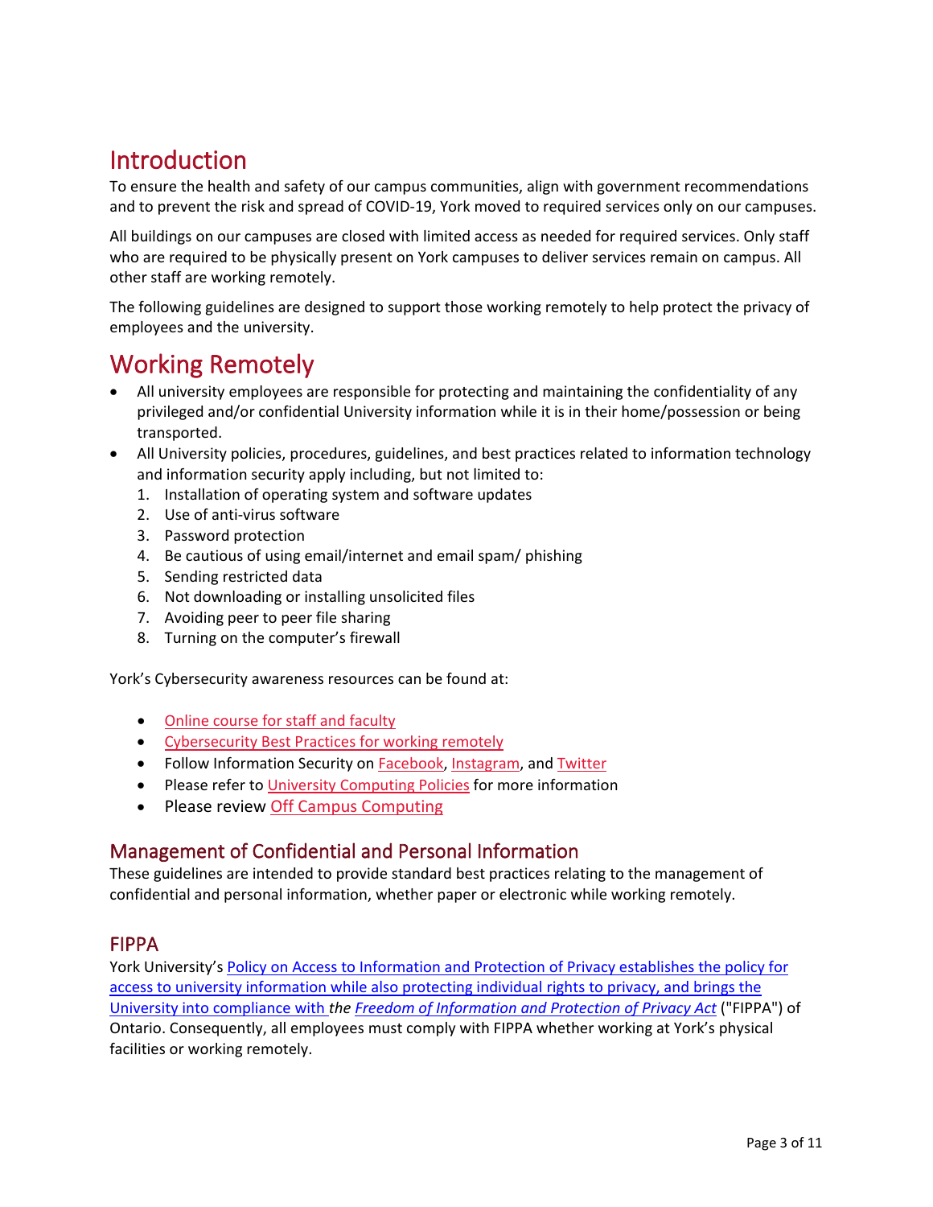# Introduction

To ensure the health and safety of our campus communities, align with government recommendations and to prevent the risk and spread of COVID-19, York moved to required services only on our campuses.

All buildings on our campuses are closed with limited access as needed for required services. Only staff who are required to be physically present on York campuses to deliver services remain on campus. All other staff are working remotely.

The following guidelines are designed to support those working remotely to help protect the privacy of employees and the university.

# Working Remotely

- All university employees are responsible for protecting and maintaining the confidentiality of any privileged and/or confidential University information while it is in their home/possession or being transported.
- All University policies, procedures, guidelines, and best practices related to information technology and information security apply including, but not limited to:
  1. Installation of operating system and software updates
  2. Use of anti-virus software
  3. Password protection
  4. Be cautious of using email/internet and email spam/ phishing
  5. Sending restricted data
  6. Not downloading or installing unsolicited files
  7. Avoiding peer to peer file sharing
  8. Turning on the computer's firewall

York's Cybersecurity awareness resources can be found at:

- Online course for staff and faculty
- Cybersecurity Best Practices for working remotely
- Follow Information Security on Facebook, Instagram, and Twitter
- Please refer to University Computing Policies for more information
- Please review Off Campus Computing

## Management of Confidential and Personal Information

These guidelines are intended to provide standard best practices relating to the management of confidential and personal information, whether paper or electronic while working remotely.

## FIPPA

York University's Policy on Access to Information and Protection of Privacy establishes the policy for access to university information while also protecting individual rights to privacy, and brings the University into compliance with *the Freedom of Information and Protection of Privacy Act* ("FIPPA") of Ontario. Consequently, all employees must comply with FIPPA whether working at York's physical facilities or working remotely.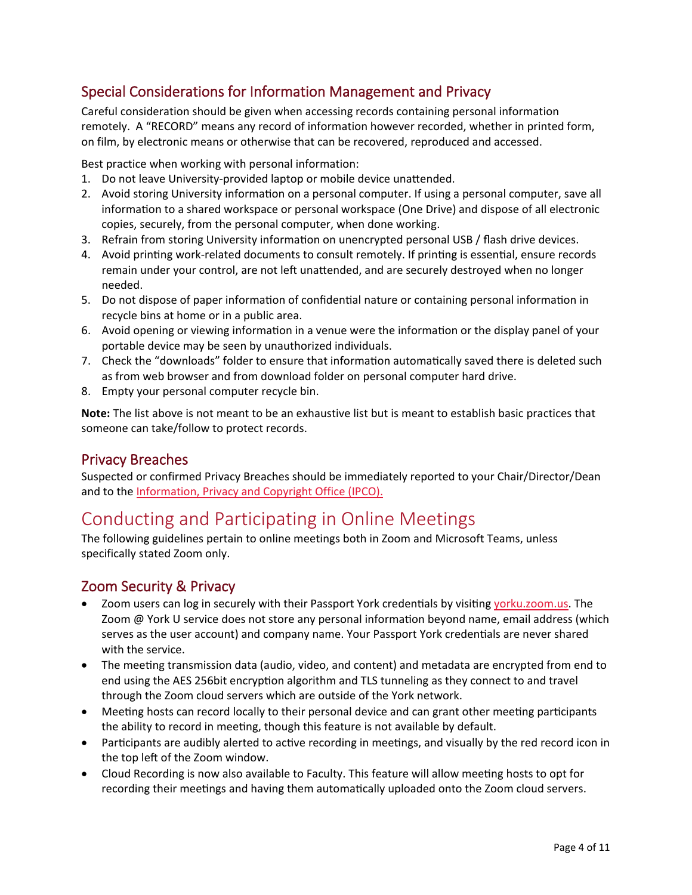## Special Considerations for Information Management and Privacy

Careful consideration should be given when accessing records containing personal information remotely. A "RECORD" means any record of information however recorded, whether in printed form, on film, by electronic means or otherwise that can be recovered, reproduced and accessed.

Best practice when working with personal information:

1. Do not leave University-provided laptop or mobile device unattended.
2. Avoid storing University information on a personal computer. If using a personal computer, save all information to a shared workspace or personal workspace (One Drive) and dispose of all electronic copies, securely, from the personal computer, when done working.
3. Refrain from storing University information on unencrypted personal USB / flash drive devices.
4. Avoid printing work-related documents to consult remotely. If printing is essential, ensure records remain under your control, are not left unattended, and are securely destroyed when no longer needed.
5. Do not dispose of paper information of confidential nature or containing personal information in recycle bins at home or in a public area.
6. Avoid opening or viewing information in a venue were the information or the display panel of your portable device may be seen by unauthorized individuals.
7. Check the "downloads" folder to ensure that information automatically saved there is deleted such as from web browser and from download folder on personal computer hard drive.
8. Empty your personal computer recycle bin.

**Note:** The list above is not meant to be an exhaustive list but is meant to establish basic practices that someone can take/follow to protect records.

## Privacy Breaches

Suspected or confirmed Privacy Breaches should be immediately reported to your Chair/Director/Dean and to the Information, Privacy and Copyright Office (IPCO).

# Conducting and Participating in Online Meetings

The following guidelines pertain to online meetings both in Zoom and Microsoft Teams, unless specifically stated Zoom only.

## Zoom Security & Privacy

- Zoom users can log in securely with their Passport York credentials by visiting yorku.zoom.us. The Zoom @ York U service does not store any personal information beyond name, email address (which serves as the user account) and company name. Your Passport York credentials are never shared with the service.
- The meeting transmission data (audio, video, and content) and metadata are encrypted from end to end using the AES 256bit encryption algorithm and TLS tunneling as they connect to and travel through the Zoom cloud servers which are outside of the York network.
- Meeting hosts can record locally to their personal device and can grant other meeting participants the ability to record in meeting, though this feature is not available by default.
- Participants are audibly alerted to active recording in meetings, and visually by the red record icon in the top left of the Zoom window.
- Cloud Recording is now also available to Faculty. This feature will allow meeting hosts to opt for recording their meetings and having them automatically uploaded onto the Zoom cloud servers.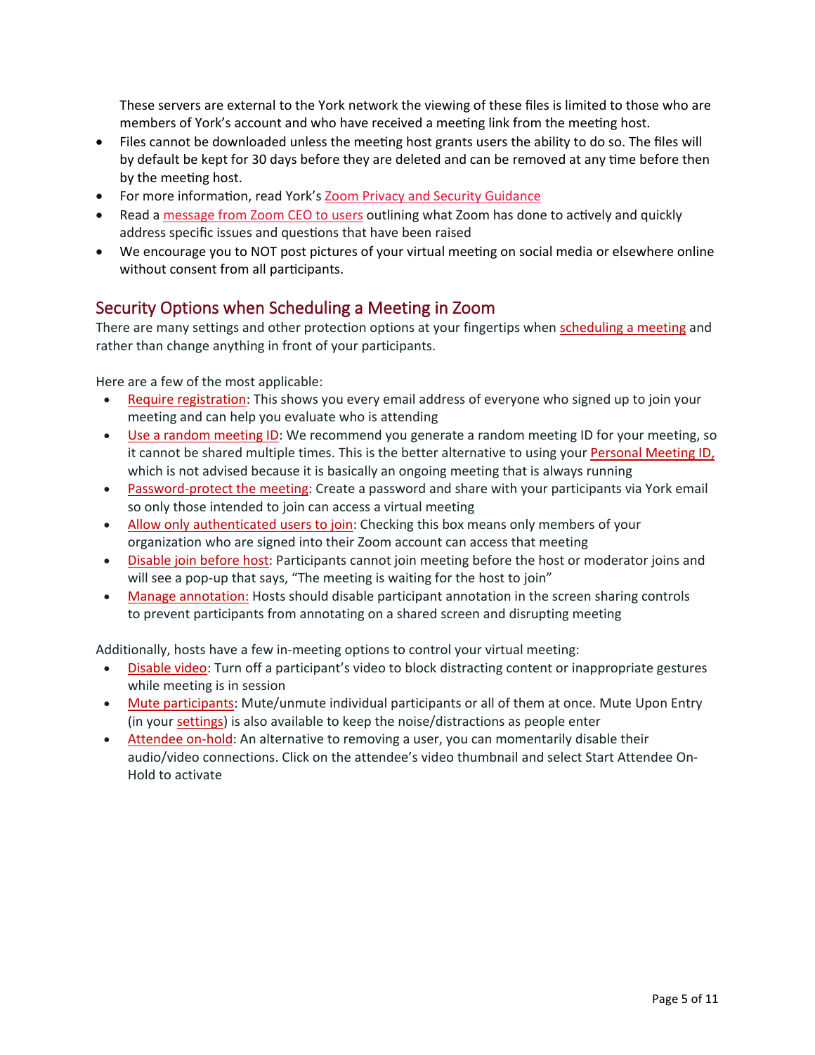These servers are external to the York network the viewing of these files is limited to those who are members of York's account and who have received a meeting link from the meeting host.

- Files cannot be downloaded unless the meeting host grants users the ability to do so. The files will by default be kept for 30 days before they are deleted and can be removed at any time before then by the meeting host.
- For more information, read York's Zoom Privacy and Security Guidance
- Read a message from Zoom CEO to users outlining what Zoom has done to actively and quickly address specific issues and questions that have been raised
- We encourage you to NOT post pictures of your virtual meeting on social media or elsewhere online without consent from all participants.

## Security Options when Scheduling a Meeting in Zoom

There are many settings and other protection options at your fingertips when scheduling a meeting and rather than change anything in front of your participants.

Here are a few of the most applicable:

- Require registration: This shows you every email address of everyone who signed up to join your meeting and can help you evaluate who is attending
- Use a random meeting ID: We recommend you generate a random meeting ID for your meeting, so it cannot be shared multiple times. This is the better alternative to using your Personal Meeting ID, which is not advised because it is basically an ongoing meeting that is always running
- Password-protect the meeting: Create a password and share with your participants via York email so only those intended to join can access a virtual meeting
- Allow only authenticated users to join: Checking this box means only members of your organization who are signed into their Zoom account can access that meeting
- Disable join before host: Participants cannot join meeting before the host or moderator joins and will see a pop-up that says, "The meeting is waiting for the host to join"
- Manage annotation: Hosts should disable participant annotation in the screen sharing controls to prevent participants from annotating on a shared screen and disrupting meeting

Additionally, hosts have a few in-meeting options to control your virtual meeting:

- Disable video: Turn off a participant's video to block distracting content or inappropriate gestures while meeting is in session
- Mute participants: Mute/unmute individual participants or all of them at once. Mute Upon Entry (in your settings) is also available to keep the noise/distractions as people enter
- Attendee on-hold: An alternative to removing a user, you can momentarily disable their audio/video connections. Click on the attendee's video thumbnail and select Start Attendee On-Hold to activate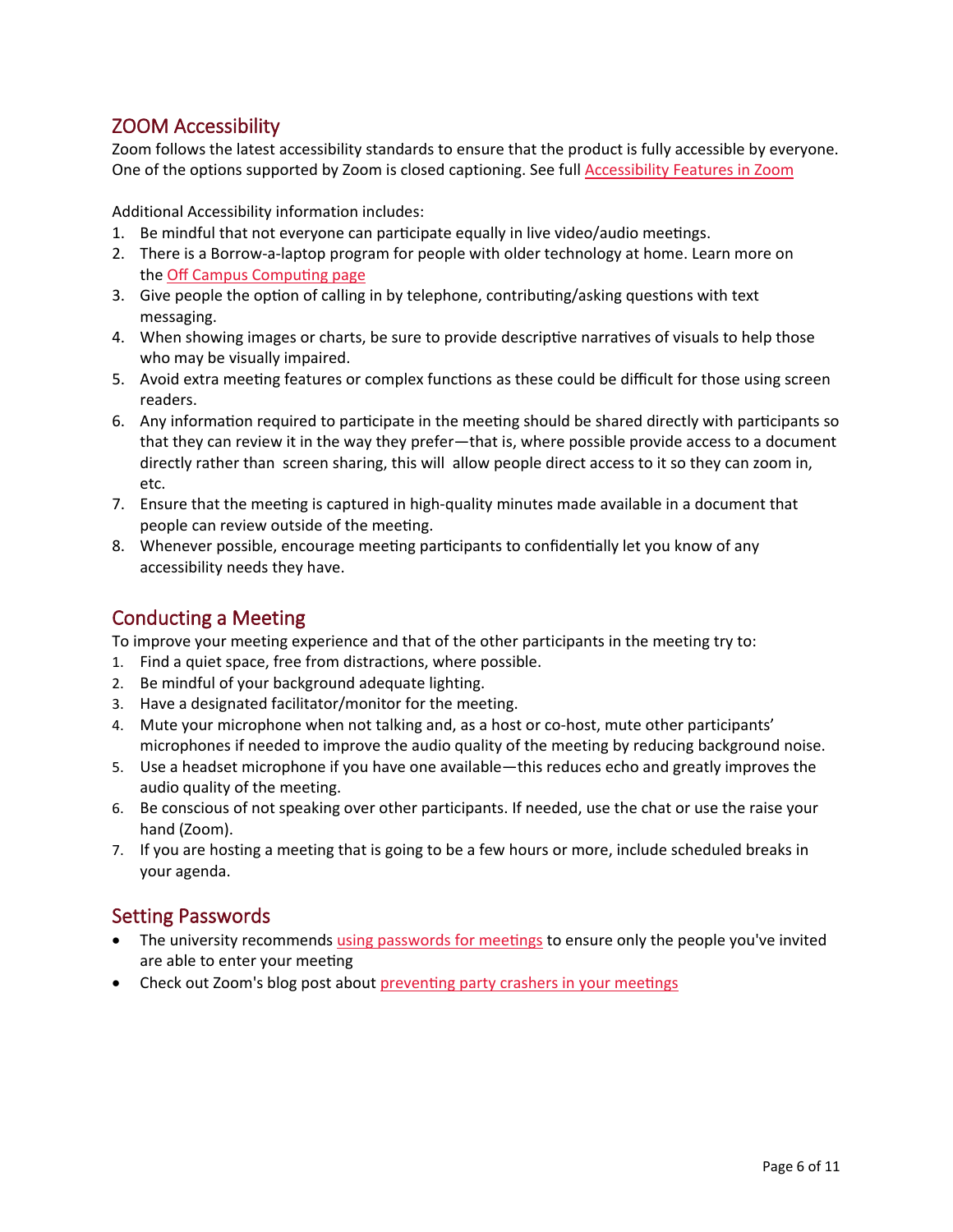## ZOOM Accessibility

Zoom follows the latest accessibility standards to ensure that the product is fully accessible by everyone. One of the options supported by Zoom is closed captioning. See full [Accessibility Features in Zoom](#)

Additional Accessibility information includes:

1. Be mindful that not everyone can participate equally in live video/audio meetings.
2. There is a Borrow-a-laptop program for people with older technology at home. Learn more on the [Off Campus Computing page](#)
3. Give people the option of calling in by telephone, contributing/asking questions with text messaging.
4. When showing images or charts, be sure to provide descriptive narratives of visuals to help those who may be visually impaired.
5. Avoid extra meeting features or complex functions as these could be difficult for those using screen readers.
6. Any information required to participate in the meeting should be shared directly with participants so that they can review it in the way they prefer—that is, where possible provide access to a document directly rather than screen sharing, this will allow people direct access to it so they can zoom in, etc.
7. Ensure that the meeting is captured in high-quality minutes made available in a document that people can review outside of the meeting.
8. Whenever possible, encourage meeting participants to confidentially let you know of any accessibility needs they have.

## Conducting a Meeting

To improve your meeting experience and that of the other participants in the meeting try to:

1. Find a quiet space, free from distractions, where possible.
2. Be mindful of your background adequate lighting.
3. Have a designated facilitator/monitor for the meeting.
4. Mute your microphone when not talking and, as a host or co-host, mute other participants' microphones if needed to improve the audio quality of the meeting by reducing background noise.
5. Use a headset microphone if you have one available—this reduces echo and greatly improves the audio quality of the meeting.
6. Be conscious of not speaking over other participants. If needed, use the chat or use the raise your hand (Zoom).
7. If you are hosting a meeting that is going to be a few hours or more, include scheduled breaks in your agenda.

## Setting Passwords

- The university recommends [using passwords for meetings](#) to ensure only the people you've invited are able to enter your meeting
- Check out Zoom's blog post about [preventing party crashers in your meetings](#)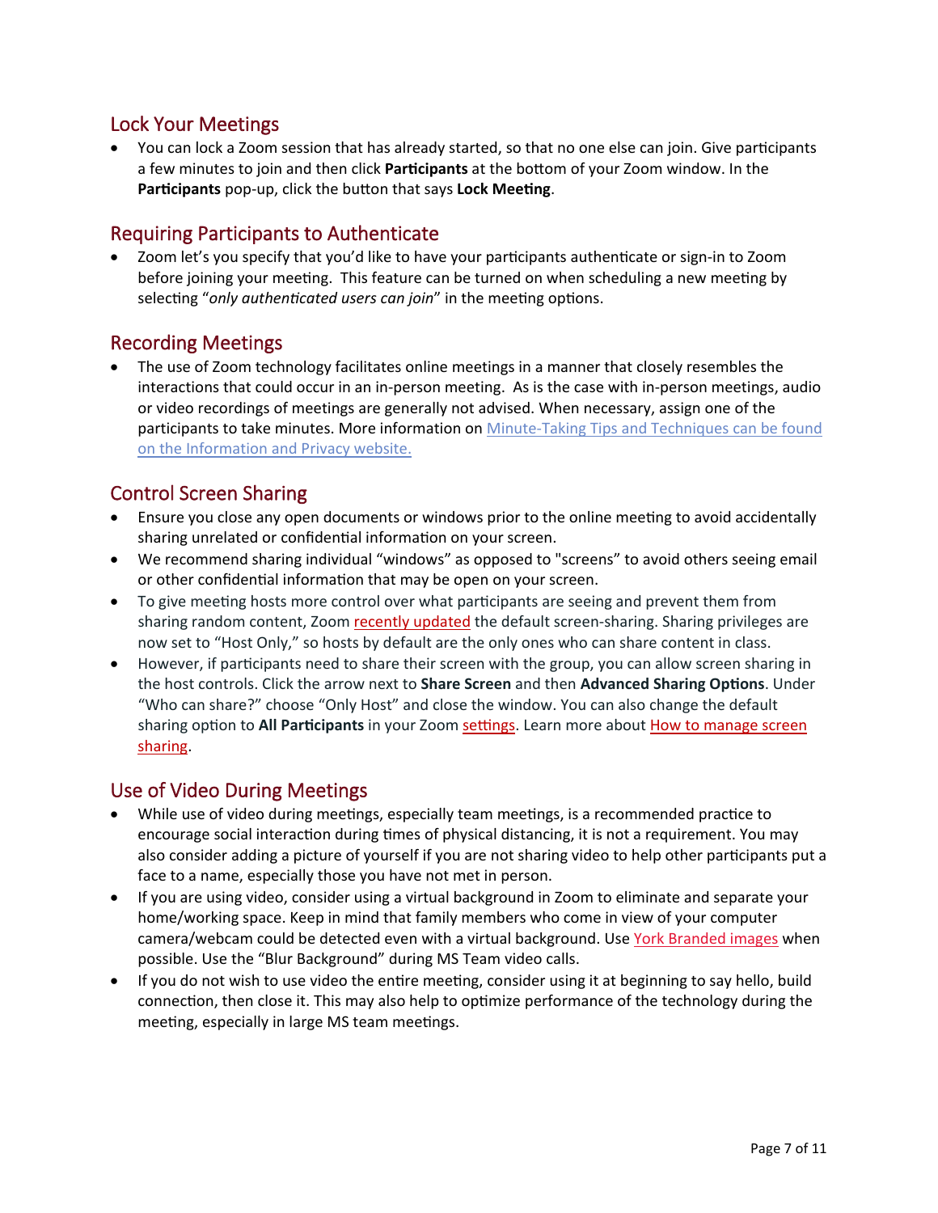## Lock Your Meetings

- You can lock a Zoom session that has already started, so that no one else can join. Give participants a few minutes to join and then click **Participants** at the bottom of your Zoom window. In the **Participants** pop-up, click the button that says **Lock Meeting**.

## Requiring Participants to Authenticate

- Zoom let's you specify that you'd like to have your participants authenticate or sign-in to Zoom before joining your meeting. This feature can be turned on when scheduling a new meeting by selecting "*only authenticated users can join*" in the meeting options.

## Recording Meetings

- The use of Zoom technology facilitates online meetings in a manner that closely resembles the interactions that could occur in an in-person meeting. As is the case with in-person meetings, audio or video recordings of meetings are generally not advised. When necessary, assign one of the participants to take minutes. More information on Minute-Taking Tips and Techniques can be found on the Information and Privacy website.

## Control Screen Sharing

- Ensure you close any open documents or windows prior to the online meeting to avoid accidentally sharing unrelated or confidential information on your screen.
- We recommend sharing individual "windows" as opposed to "screens" to avoid others seeing email or other confidential information that may be open on your screen.
- To give meeting hosts more control over what participants are seeing and prevent them from sharing random content, Zoom recently updated the default screen-sharing. Sharing privileges are now set to "Host Only," so hosts by default are the only ones who can share content in class.
- However, if participants need to share their screen with the group, you can allow screen sharing in the host controls. Click the arrow next to **Share Screen** and then **Advanced Sharing Options**. Under "Who can share?" choose "Only Host" and close the window. You can also change the default sharing option to **All Participants** in your Zoom settings. Learn more about How to manage screen sharing.

## Use of Video During Meetings

- While use of video during meetings, especially team meetings, is a recommended practice to encourage social interaction during times of physical distancing, it is not a requirement. You may also consider adding a picture of yourself if you are not sharing video to help other participants put a face to a name, especially those you have not met in person.
- If you are using video, consider using a virtual background in Zoom to eliminate and separate your home/working space. Keep in mind that family members who come in view of your computer camera/webcam could be detected even with a virtual background. Use York Branded images when possible. Use the "Blur Background" during MS Team video calls.
- If you do not wish to use video the entire meeting, consider using it at beginning to say hello, build connection, then close it. This may also help to optimize performance of the technology during the meeting, especially in large MS team meetings.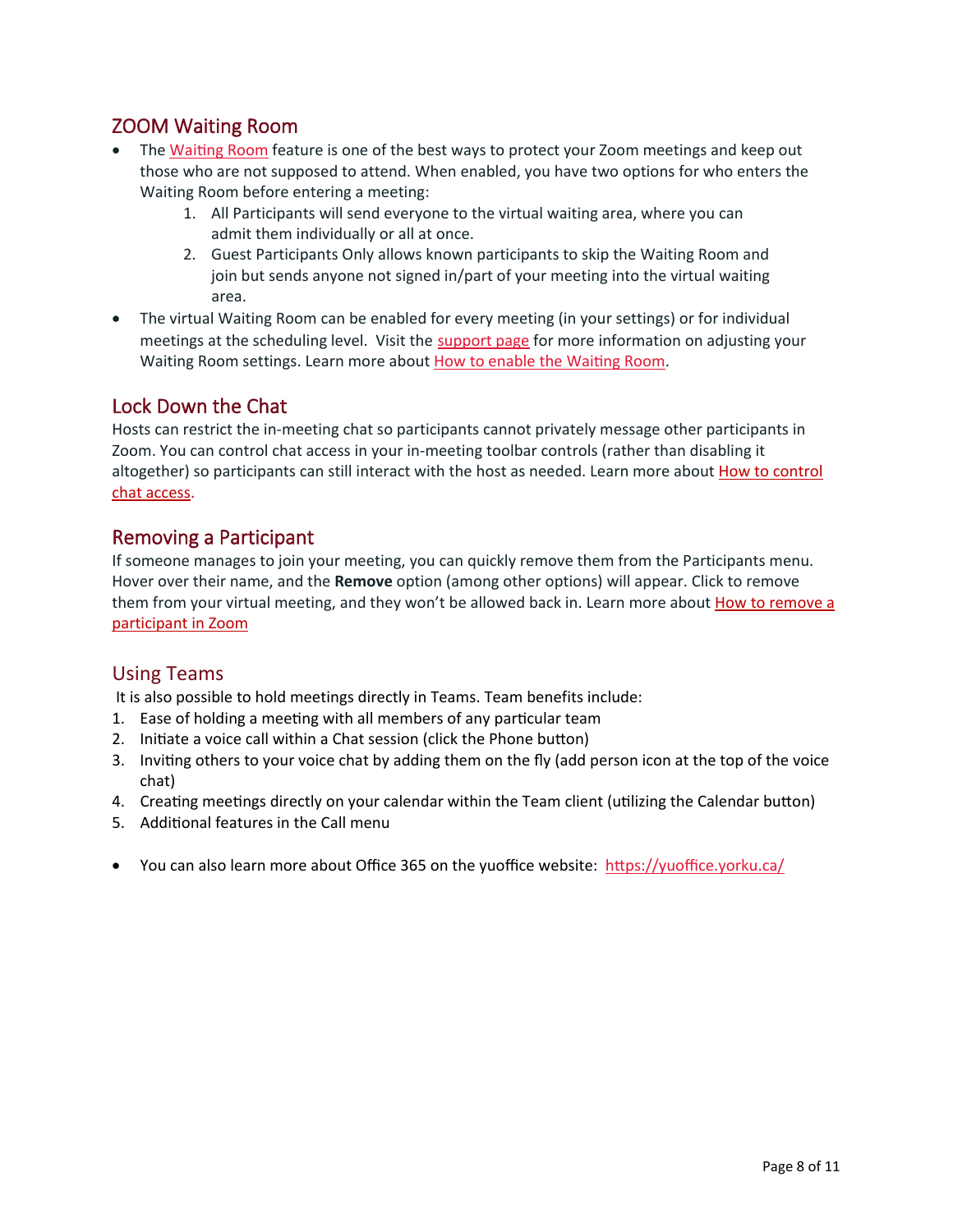## ZOOM Waiting Room

- The Waiting Room feature is one of the best ways to protect your Zoom meetings and keep out those who are not supposed to attend. When enabled, you have two options for who enters the Waiting Room before entering a meeting:
    1. All Participants will send everyone to the virtual waiting area, where you can admit them individually or all at once.
    2. Guest Participants Only allows known participants to skip the Waiting Room and join but sends anyone not signed in/part of your meeting into the virtual waiting area.
- The virtual Waiting Room can be enabled for every meeting (in your settings) or for individual meetings at the scheduling level. Visit the support page for more information on adjusting your Waiting Room settings. Learn more about How to enable the Waiting Room.

## Lock Down the Chat

Hosts can restrict the in-meeting chat so participants cannot privately message other participants in Zoom. You can control chat access in your in-meeting toolbar controls (rather than disabling it altogether) so participants can still interact with the host as needed. Learn more about How to control chat access.

## Removing a Participant

If someone manages to join your meeting, you can quickly remove them from the Participants menu. Hover over their name, and the **Remove** option (among other options) will appear. Click to remove them from your virtual meeting, and they won't be allowed back in. Learn more about How to remove a participant in Zoom

## Using Teams

It is also possible to hold meetings directly in Teams. Team benefits include:

1. Ease of holding a meeting with all members of any particular team
2. Initiate a voice call within a Chat session (click the Phone button)
3. Inviting others to your voice chat by adding them on the fly (add person icon at the top of the voice chat)
4. Creating meetings directly on your calendar within the Team client (utilizing the Calendar button)
5. Additional features in the Call menu

- You can also learn more about Office 365 on the yuoffice website: https://yuoffice.yorku.ca/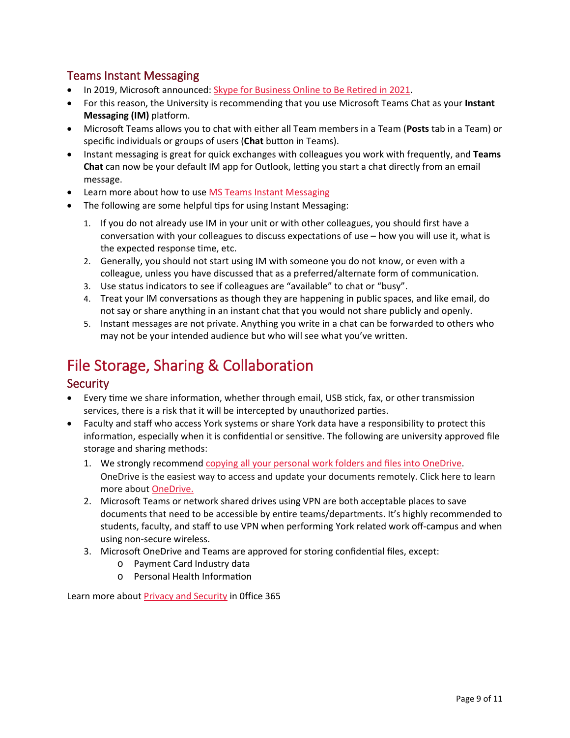## Teams Instant Messaging

- In 2019, Microsoft announced: Skype for Business Online to Be Retired in 2021.
- For this reason, the University is recommending that you use Microsoft Teams Chat as your **Instant Messaging (IM)** platform.
- Microsoft Teams allows you to chat with either all Team members in a Team (**Posts** tab in a Team) or specific individuals or groups of users (**Chat** button in Teams).
- Instant messaging is great for quick exchanges with colleagues you work with frequently, and **Teams Chat** can now be your default IM app for Outlook, letting you start a chat directly from an email message.
- Learn more about how to use MS Teams Instant Messaging
- The following are some helpful tips for using Instant Messaging:
  1. If you do not already use IM in your unit or with other colleagues, you should first have a conversation with your colleagues to discuss expectations of use – how you will use it, what is the expected response time, etc.
  2. Generally, you should not start using IM with someone you do not know, or even with a colleague, unless you have discussed that as a preferred/alternate form of communication.
  3. Use status indicators to see if colleagues are "available" to chat or "busy".
  4. Treat your IM conversations as though they are happening in public spaces, and like email, do not say or share anything in an instant chat that you would not share publicly and openly.
  5. Instant messages are not private. Anything you write in a chat can be forwarded to others who may not be your intended audience but who will see what you've written.

# File Storage, Sharing & Collaboration

## Security

- Every time we share information, whether through email, USB stick, fax, or other transmission services, there is a risk that it will be intercepted by unauthorized parties.
- Faculty and staff who access York systems or share York data have a responsibility to protect this information, especially when it is confidential or sensitive. The following are university approved file storage and sharing methods:
  1. We strongly recommend copying all your personal work folders and files into OneDrive. OneDrive is the easiest way to access and update your documents remotely. Click here to learn more about OneDrive.
  2. Microsoft Teams or network shared drives using VPN are both acceptable places to save documents that need to be accessible by entire teams/departments. It's highly recommended to students, faculty, and staff to use VPN when performing York related work off-campus and when using non-secure wireless.
  3. Microsoft OneDrive and Teams are approved for storing confidential files, except:
     - Payment Card Industry data
     - Personal Health Information

Learn more about Privacy and Security in 0ffice 365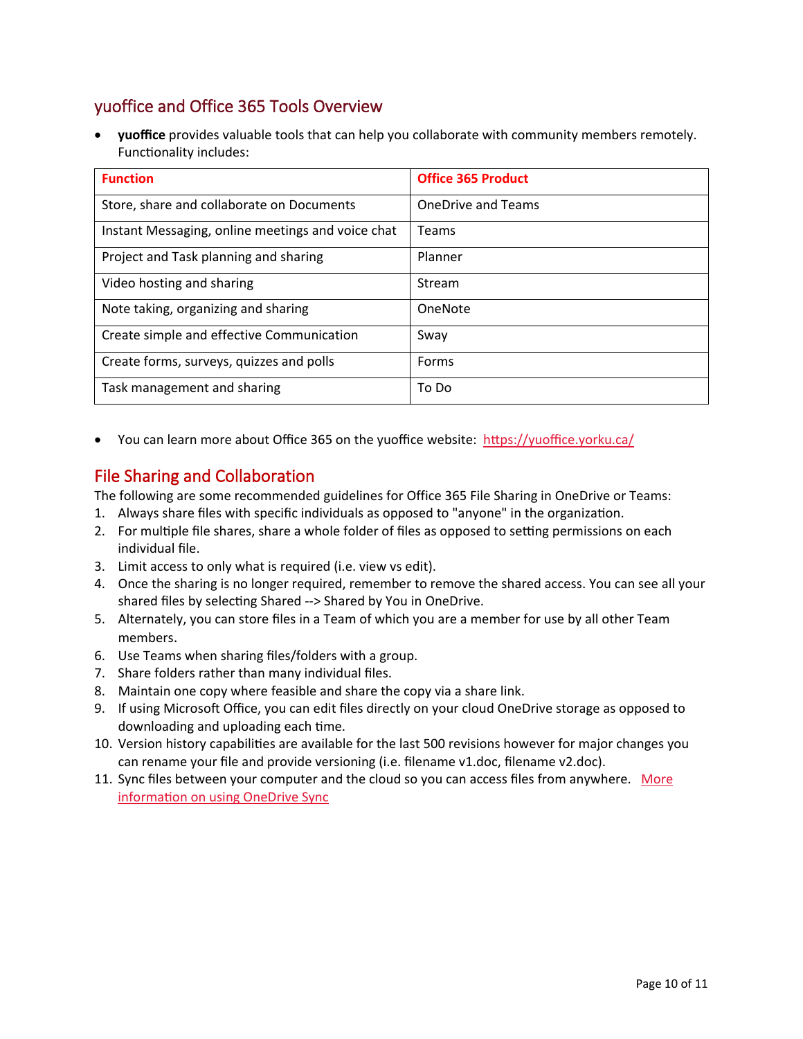## yuoffice and Office 365 Tools Overview

- **yuoffice** provides valuable tools that can help you collaborate with community members remotely. Functionality includes:

| Function | Office 365 Product |
|---|---|
| Store, share and collaborate on Documents | OneDrive and Teams |
| Instant Messaging, online meetings and voice chat | Teams |
| Project and Task planning and sharing | Planner |
| Video hosting and sharing | Stream |
| Note taking, organizing and sharing | OneNote |
| Create simple and effective Communication | Sway |
| Create forms, surveys, quizzes and polls | Forms |
| Task management and sharing | To Do |

- You can learn more about Office 365 on the yuoffice website: [https://yuoffice.yorku.ca/](https://yuoffice.yorku.ca/)

## File Sharing and Collaboration

The following are some recommended guidelines for Office 365 File Sharing in OneDrive or Teams:

1. Always share files with specific individuals as opposed to "anyone" in the organization.
2. For multiple file shares, share a whole folder of files as opposed to setting permissions on each individual file.
3. Limit access to only what is required (i.e. view vs edit).
4. Once the sharing is no longer required, remember to remove the shared access. You can see all your shared files by selecting Shared --> Shared by You in OneDrive.
5. Alternately, you can store files in a Team of which you are a member for use by all other Team members.
6. Use Teams when sharing files/folders with a group.
7. Share folders rather than many individual files.
8. Maintain one copy where feasible and share the copy via a share link.
9. If using Microsoft Office, you can edit files directly on your cloud OneDrive storage as opposed to downloading and uploading each time.
10. Version history capabilities are available for the last 500 revisions however for major changes you can rename your file and provide versioning (i.e. filename v1.doc, filename v2.doc).
11. Sync files between your computer and the cloud so you can access files from anywhere. More information on using OneDrive Sync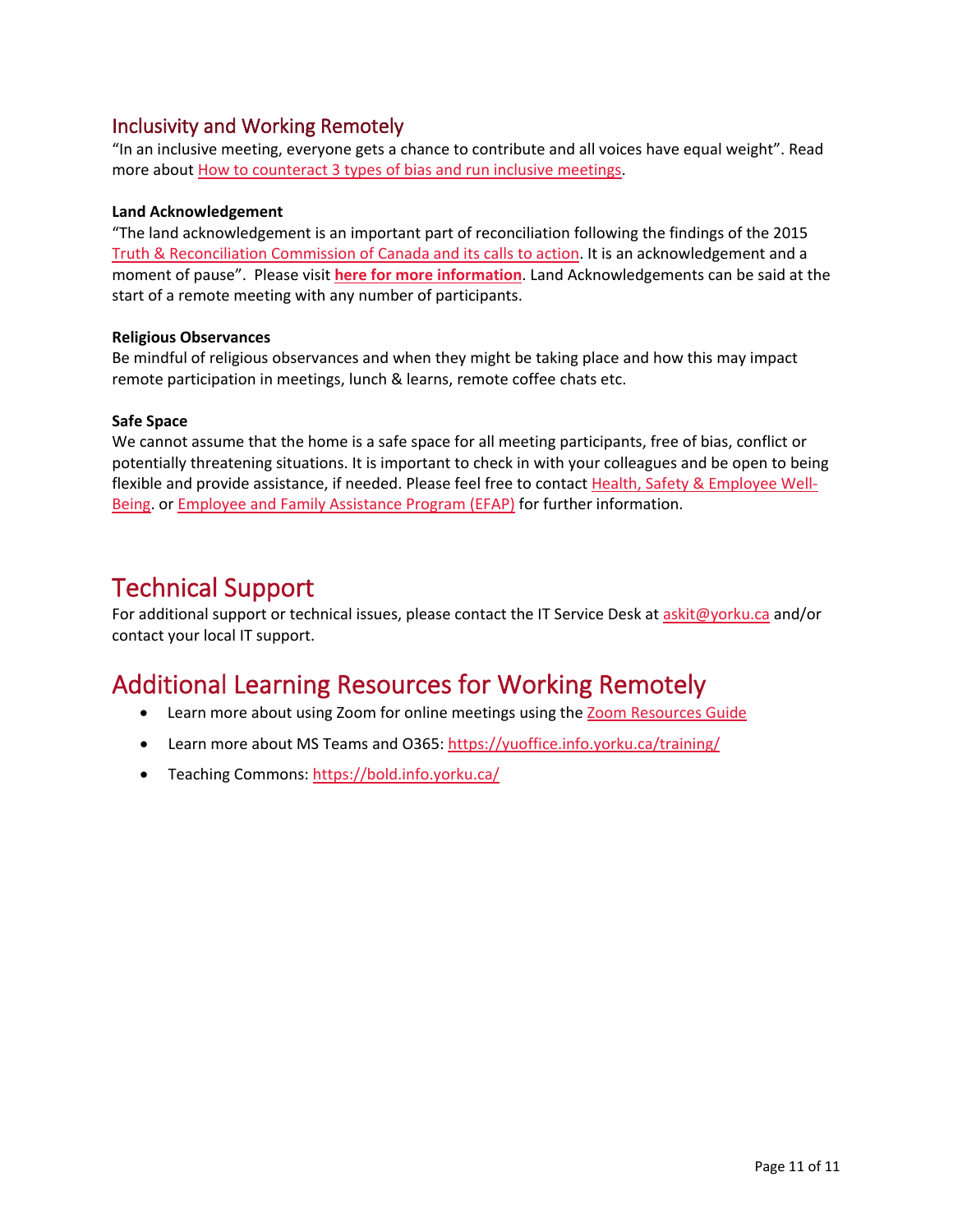## Inclusivity and Working Remotely

"In an inclusive meeting, everyone gets a chance to contribute and all voices have equal weight". Read more about How to counteract 3 types of bias and run inclusive meetings.

**Land Acknowledgement**

"The land acknowledgement is an important part of reconciliation following the findings of the 2015 Truth & Reconciliation Commission of Canada and its calls to action. It is an acknowledgement and a moment of pause". Please visit **here for more information**. Land Acknowledgements can be said at the start of a remote meeting with any number of participants.

**Religious Observances**

Be mindful of religious observances and when they might be taking place and how this may impact remote participation in meetings, lunch & learns, remote coffee chats etc.

**Safe Space**

We cannot assume that the home is a safe space for all meeting participants, free of bias, conflict or potentially threatening situations. It is important to check in with your colleagues and be open to being flexible and provide assistance, if needed. Please feel free to contact Health, Safety & Employee Well-Being. or Employee and Family Assistance Program (EFAP) for further information.

# Technical Support

For additional support or technical issues, please contact the IT Service Desk at askit@yorku.ca and/or contact your local IT support.

# Additional Learning Resources for Working Remotely

- Learn more about using Zoom for online meetings using the Zoom Resources Guide
- Learn more about MS Teams and O365: https://yuoffice.info.yorku.ca/training/
- Teaching Commons: https://bold.info.yorku.ca/